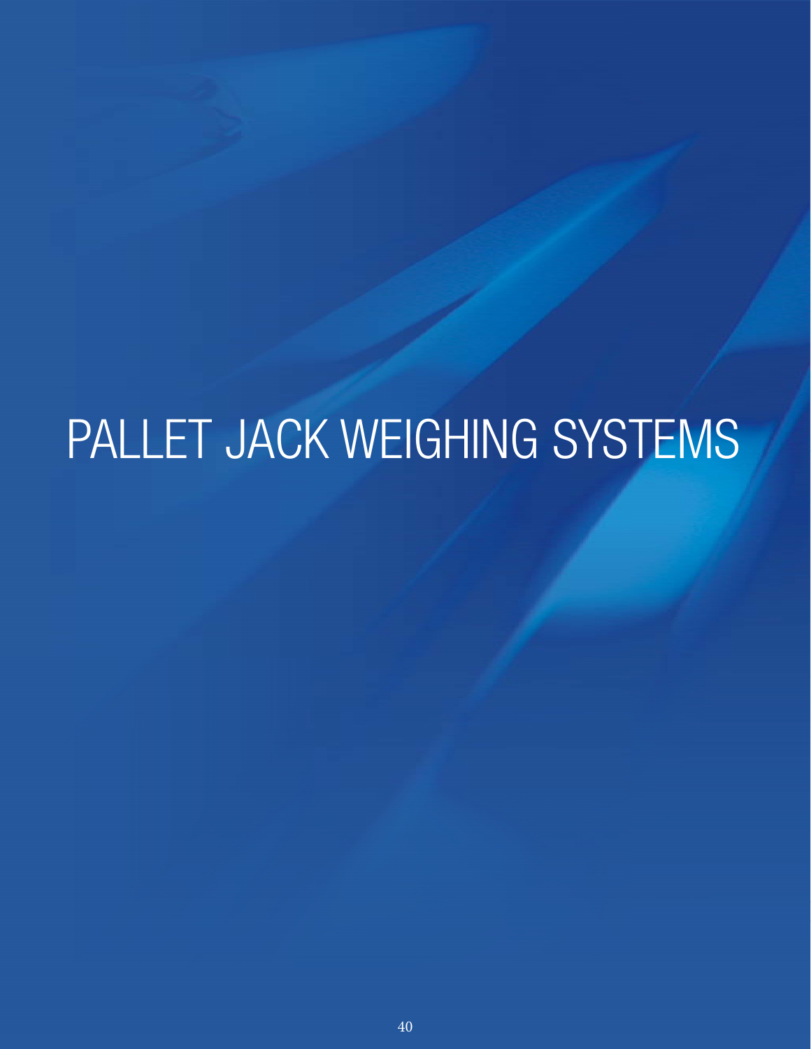# PALLET JACK WEIGHING SYSTEMS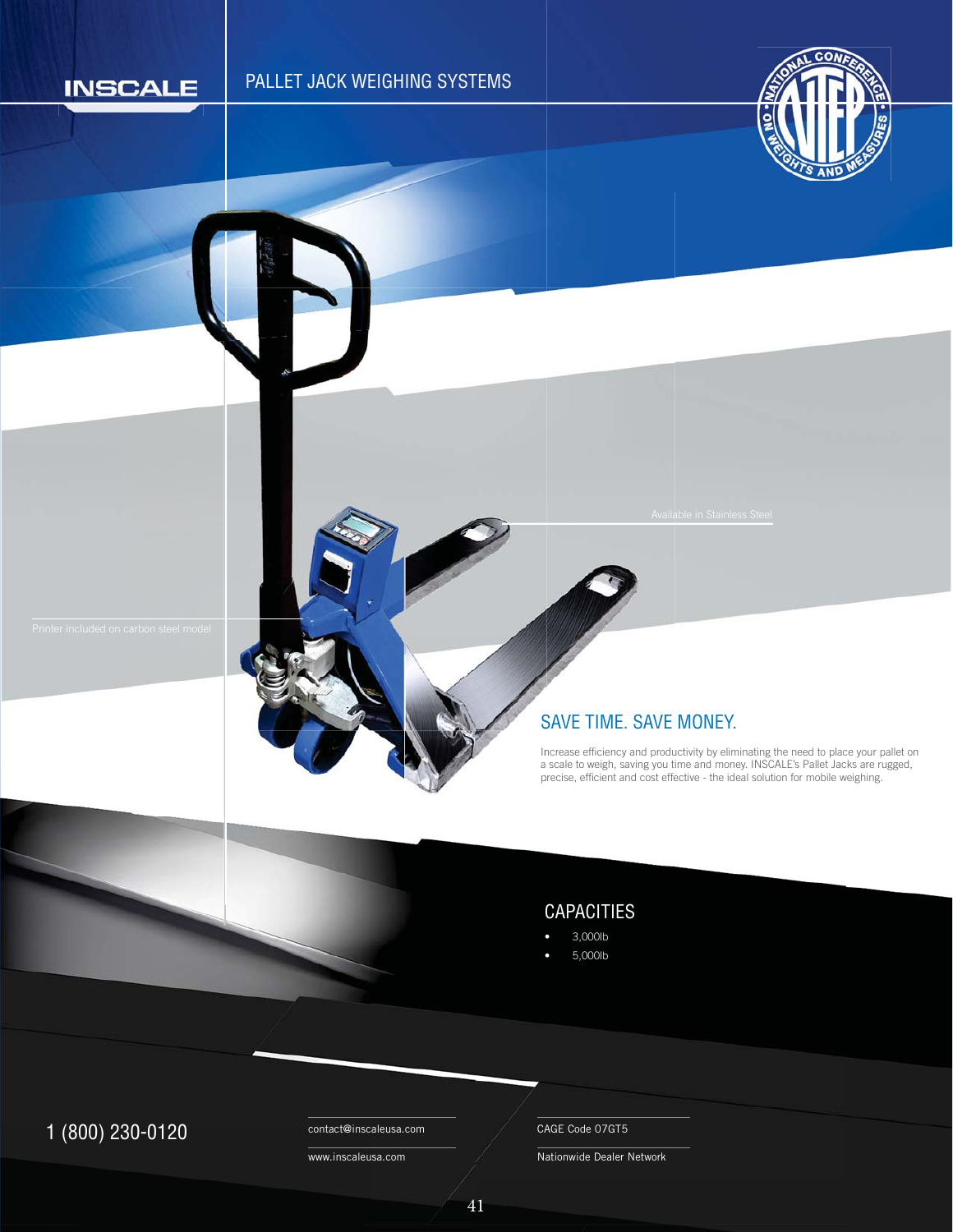INSCALE

# PALLET JACK WEIGHING SYSTEMS

Available in Stainless Steel

Printer included on carbon steel model

## SAVE TIME. SAVE MONEY.

Increase efficiency and productivity by eliminating the need to place your pallet on a scale to weigh, saving you time and money. INSCALE's Pallet Jacks are rugged, precise, efficient and cost effective - the ideal solution for mobile weighing.

## CAPACITIES

- 3,000lb
- 5,000lb

1 (800) 230-0120

contact@inscaleusa.com

www.inscaleusa.com

CAGE Code 07GT5

Nationwide Dealer Network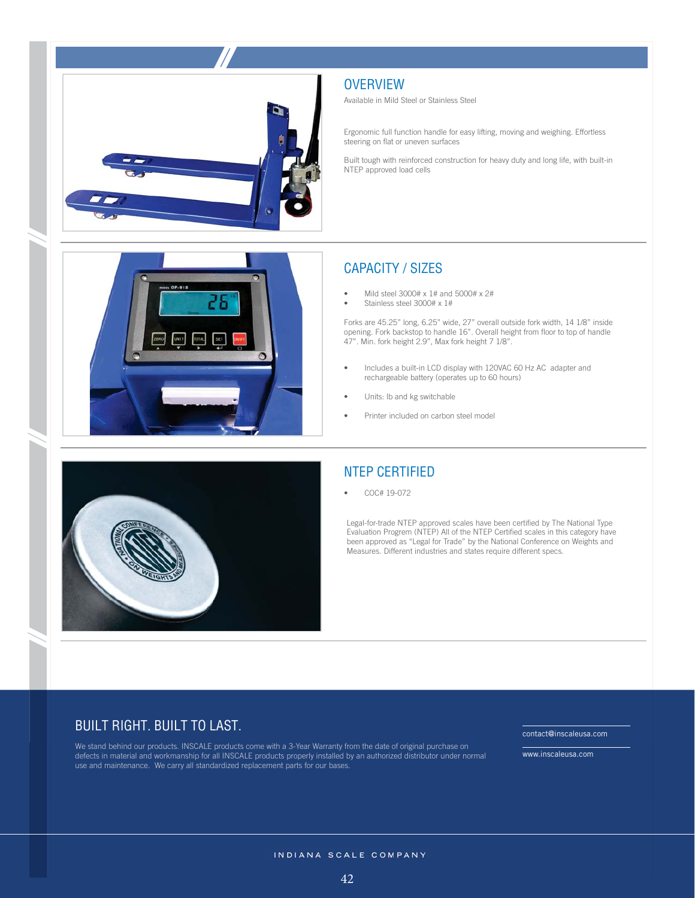## OVERVIEW

Available in Mild Steel or Stainless Steel

Ergonomic full function handle for easy lifting, moving and weighing. Effortless steering on flat or uneven surfaces

Built tough with reinforced construction for heavy duty and long life, with built-in NTEP approved load cells

## CAPACITY / SIZES

- Mild steel 3000# x 1# and 5000# x 2#
- Stainless steel 3000# x 1#

Forks are 45.25" long, 6.25" wide, 27" overall outside fork width, 14 1/8" inside opening. Fork backstop to handle 16". Overall height from floor to top of handle 47". Min. fork height 2.9", Max fork height 7 1/8".

- Includes a built-in LCD display with 120VAC 60 Hz AC adapter and rechargeable battery (operates up to 60 hours)
- Units: lb and kg switchable
- Printer included on carbon steel model

## NTEP CERTIFIED

- COC# 19-072

Legal-for-trade NTEP approved scales have been certified by The National Type Evaluation Progrem (NTEP) All of the NTEP Certified scales in this category have been approved as "Legal for Trade" by the National Conference on Weights and Measures. Different industries and states require different specs.

## BUILT RIGHT. BUILT TO LAST.

We stand behind our products. INSCALE products come with a 3-Year Warranty from the date of original purchase on defects in material and workmanship for all INSCALE products properly installed by an authorized distributor under normal use and maintenance. We carry all standardized replacement parts for our bases.

contact@inscaleusa.com

www.inscaleusa.com

INDIANA SCALE COMPANY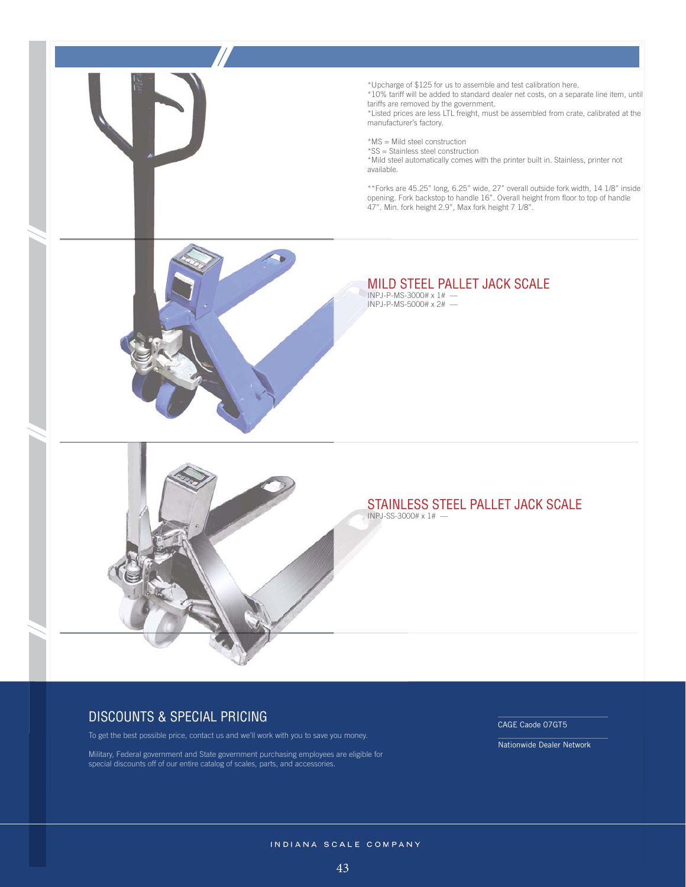*Upcharge of $125 for us to assemble and test calibration here.
*10% tariff will be added to standard dealer net costs, on a separate line item, until tariffs are removed by the government.
*Listed prices are less LTL freight, must be assembled from crate, calibrated at the manufacturer's factory.

*MS = Mild steel construction
*SS = Stainless steel construction
*Mild steel automatically comes with the printer built in. Stainless, printer not available.

**Forks are 45.25" long, 6.25" wide, 27" overall outside fork width, 14 1/8" inside opening. Fork backstop to handle 16". Overall height from floor to top of handle 47". Min. fork height 2.9", Max fork height 7 1/8".

## MILD STEEL PALLET JACK SCALE

INPJ-P-MS-3000# x 1# —
INPJ-P-MS-5000# x 2# —

## STAINLESS STEEL PALLET JACK SCALE

INPJ-SS-3000# x 1# —

## DISCOUNTS & SPECIAL PRICING

To get the best possible price, contact us and we'll work with you to save you money.

Military, Federal government and State government purchasing employees are eligible for special discounts off of our entire catalog of scales, parts, and accessories.

CAGE Caode 07GT5

Nationwide Dealer Network

INDIANA SCALE COMPANY